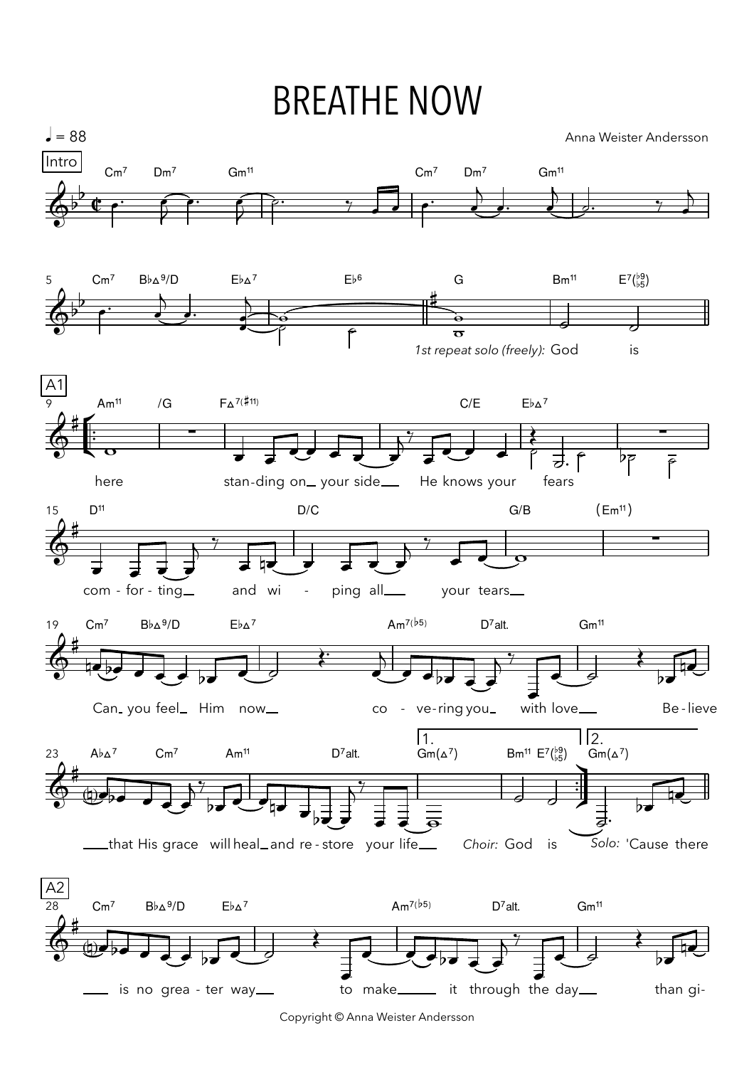# BREATHE NOW

♩ = 88

Anna Weister Andersson

Intro

Cm7 Dm7 Gm11 | | Cm7 Dm7 Gm11 |

5 Cm7 B♭Δ9/D E♭Δ7 | E♭6 || G | Bm11 E7(♭9 ♭5) ||

*1st repeat solo (freely):* God is

A1

9 Am11 /G | F Δ7(♯11) | | C/E | E♭Δ7 |

here stan-ding on your side He knows your fears

15 D11 | D/C | G/B | (Em11) |

com - for - ting and wi - ping all your tears

19 Cm7 B♭Δ9/D E♭Δ7 | | Am7(♭5) D7alt. | Gm11 |

Can you feel Him now co - ve-ring you with love Be - lieve

23 A♭Δ7 Cm7 | Am11 D7alt. | 1. Gm(Δ7) | Bm11 E7(♭9 ♭5) :| 2. Gm(Δ7) ||

that His grace will heal and re - store your life *Choir:* God is *Solo:* 'Cause there

A2

28 Cm7 B♭Δ9/D E♭Δ7 | | Am7(♭5) D7alt. | Gm11 |

is no grea - ter way to make it through the day than gi-

Copyright © Anna Weister Andersson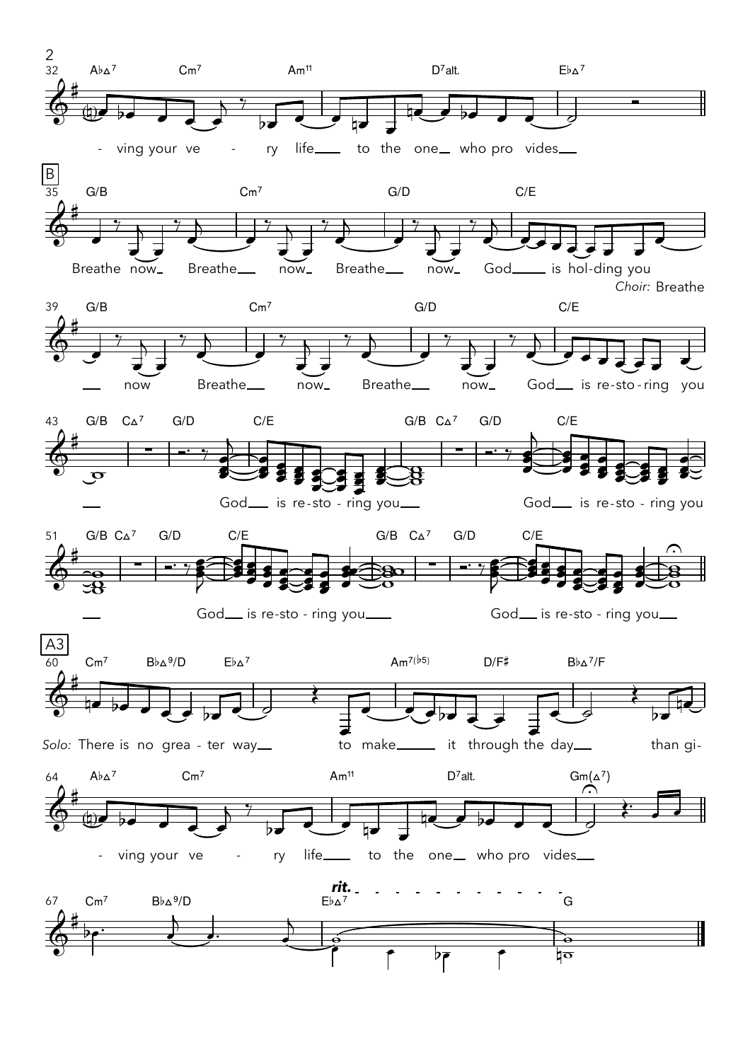32 A♭Δ7 Cm7 Am11 D7alt. E♭Δ7

- ving your ve - ry life to the one who pro vides

B

35 G/B Cm7 G/D C/E

Breathe now Breathe now Breathe now God is hol-ding you

*Choir:* Breathe

39 G/B Cm7 G/D C/E

now Breathe now Breathe now God is re-sto-ring you

43 G/B CΔ7 G/D C/E G/B CΔ7 G/D C/E

God is re-sto - ring you God is re-sto - ring you

51 G/B CΔ7 G/D C/E G/B CΔ7 G/D C/E

God is re-sto - ring you God is re-sto - ring you

A3

60 Cm7 B♭Δ9/D E♭Δ7 Am7(♭5) D/F♯ B♭Δ7/F

*Solo:* There is no grea - ter way to make it through the day than gi-

64 A♭Δ7 Cm7 Am11 D7alt. Gm(Δ7)

- ving your ve - ry life to the one who pro vides

67 Cm7 B♭Δ9/D E♭Δ7 G

***rit.***